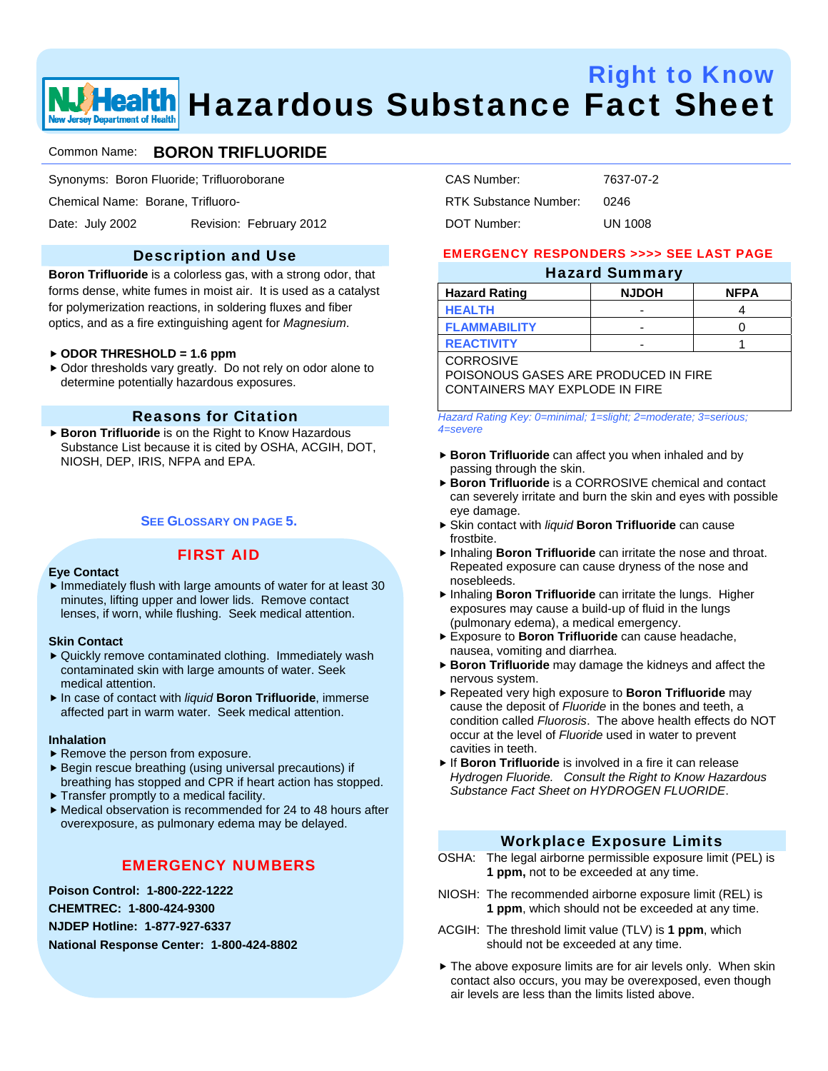# Right to Know Hazardous Substance Fact Sheet

Common Name: **BORON TRIFLUORIDE**

Synonyms: Boron Fluoride; Trifluoroborane

Chemical Name: Borane, Trifluoro-

Date: July 2002 Revision: February 2012

CAS Number: 7637-07-2

RTK Substance Number: 0246

DOT Number: UN 1008

## Description and Use

**Boron Trifluoride** is a colorless gas, with a strong odor, that forms dense, white fumes in moist air. It is used as a catalyst for polymerization reactions, in soldering fluxes and fiber optics, and as a fire extinguishing agent for *Magnesium*.

- **ODOR THRESHOLD = 1.6 ppm**
- Odor thresholds vary greatly. Do not rely on odor alone to determine potentially hazardous exposures.

## Reasons for Citation

- **Boron Trifluoride** is on the Right to Know Hazardous Substance List because it is cited by OSHA, ACGIH, DOT, NIOSH, DEP, IRIS, NFPA and EPA.

**SEE GLOSSARY ON PAGE 5.**

## FIRST AID

**Eye Contact**

- Immediately flush with large amounts of water for at least 30 minutes, lifting upper and lower lids. Remove contact lenses, if worn, while flushing. Seek medical attention.

**Skin Contact**

- Quickly remove contaminated clothing. Immediately wash contaminated skin with large amounts of water. Seek medical attention.
- In case of contact with *liquid* **Boron Trifluoride**, immerse affected part in warm water. Seek medical attention.

**Inhalation**

- Remove the person from exposure.
- Begin rescue breathing (using universal precautions) if breathing has stopped and CPR if heart action has stopped.
- Transfer promptly to a medical facility.
- Medical observation is recommended for 24 to 48 hours after overexposure, as pulmonary edema may be delayed.

## EMERGENCY NUMBERS

**Poison Control: 1-800-222-1222**

**CHEMTREC: 1-800-424-9300**

**NJDEP Hotline: 1-877-927-6337**

**National Response Center: 1-800-424-8802**

**EMERGENCY RESPONDERS >>>> SEE LAST PAGE**

## Hazard Summary

| Hazard Rating | NJDOH | NFPA |
|---|---|---|
| HEALTH | - | 4 |
| FLAMMABILITY | - | 0 |
| REACTIVITY | - | 1 |

CORROSIVE
POISONOUS GASES ARE PRODUCED IN FIRE
CONTAINERS MAY EXPLODE IN FIRE

*Hazard Rating Key: 0=minimal; 1=slight; 2=moderate; 3=serious; 4=severe*

- **Boron Trifluoride** can affect you when inhaled and by passing through the skin.
- **Boron Trifluoride** is a CORROSIVE chemical and contact can severely irritate and burn the skin and eyes with possible eye damage.
- Skin contact with *liquid* **Boron Trifluoride** can cause frostbite.
- Inhaling **Boron Trifluoride** can irritate the nose and throat. Repeated exposure can cause dryness of the nose and nosebleeds.
- Inhaling **Boron Trifluoride** can irritate the lungs. Higher exposures may cause a build-up of fluid in the lungs (pulmonary edema), a medical emergency.
- Exposure to **Boron Trifluoride** can cause headache, nausea, vomiting and diarrhea.
- **Boron Trifluoride** may damage the kidneys and affect the nervous system.
- Repeated very high exposure to **Boron Trifluoride** may cause the deposit of *Fluoride* in the bones and teeth, a condition called *Fluorosis*. The above health effects do NOT occur at the level of *Fluoride* used in water to prevent cavities in teeth.
- If **Boron Trifluoride** is involved in a fire it can release *Hydrogen Fluoride. Consult the Right to Know Hazardous Substance Fact Sheet on HYDROGEN FLUORIDE*.

## Workplace Exposure Limits

OSHA: The legal airborne permissible exposure limit (PEL) is **1 ppm,** not to be exceeded at any time.

NIOSH: The recommended airborne exposure limit (REL) is **1 ppm**, which should not be exceeded at any time.

ACGIH: The threshold limit value (TLV) is **1 ppm**, which should not be exceeded at any time.

- The above exposure limits are for air levels only. When skin contact also occurs, you may be overexposed, even though air levels are less than the limits listed above.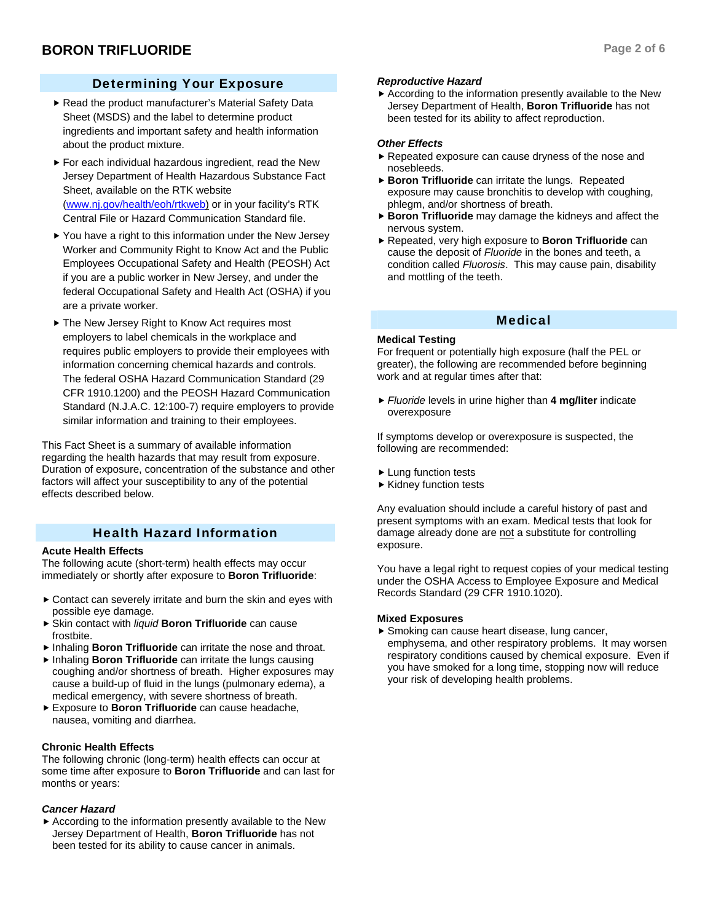## Determining Your Exposure

- Read the product manufacturer's Material Safety Data Sheet (MSDS) and the label to determine product ingredients and important safety and health information about the product mixture.
- For each individual hazardous ingredient, read the New Jersey Department of Health Hazardous Substance Fact Sheet, available on the RTK website (www.nj.gov/health/eoh/rtkweb) or in your facility's RTK Central File or Hazard Communication Standard file.
- You have a right to this information under the New Jersey Worker and Community Right to Know Act and the Public Employees Occupational Safety and Health (PEOSH) Act if you are a public worker in New Jersey, and under the federal Occupational Safety and Health Act (OSHA) if you are a private worker.
- The New Jersey Right to Know Act requires most employers to label chemicals in the workplace and requires public employers to provide their employees with information concerning chemical hazards and controls. The federal OSHA Hazard Communication Standard (29 CFR 1910.1200) and the PEOSH Hazard Communication Standard (N.J.A.C. 12:100-7) require employers to provide similar information and training to their employees.

This Fact Sheet is a summary of available information regarding the health hazards that may result from exposure. Duration of exposure, concentration of the substance and other factors will affect your susceptibility to any of the potential effects described below.

## Health Hazard Information

**Acute Health Effects**

The following acute (short-term) health effects may occur immediately or shortly after exposure to **Boron Trifluoride**:

- Contact can severely irritate and burn the skin and eyes with possible eye damage.
- Skin contact with *liquid* **Boron Trifluoride** can cause frostbite.
- Inhaling **Boron Trifluoride** can irritate the nose and throat.
- Inhaling **Boron Trifluoride** can irritate the lungs causing coughing and/or shortness of breath. Higher exposures may cause a build-up of fluid in the lungs (pulmonary edema), a medical emergency, with severe shortness of breath.
- Exposure to **Boron Trifluoride** can cause headache, nausea, vomiting and diarrhea.

**Chronic Health Effects**

The following chronic (long-term) health effects can occur at some time after exposure to **Boron Trifluoride** and can last for months or years:

***Cancer Hazard***

- According to the information presently available to the New Jersey Department of Health, **Boron Trifluoride** has not been tested for its ability to cause cancer in animals.

***Reproductive Hazard***

- According to the information presently available to the New Jersey Department of Health, **Boron Trifluoride** has not been tested for its ability to affect reproduction.

***Other Effects***

- Repeated exposure can cause dryness of the nose and nosebleeds.
- **Boron Trifluoride** can irritate the lungs. Repeated exposure may cause bronchitis to develop with coughing, phlegm, and/or shortness of breath.
- **Boron Trifluoride** may damage the kidneys and affect the nervous system.
- Repeated, very high exposure to **Boron Trifluoride** can cause the deposit of *Fluoride* in the bones and teeth, a condition called *Fluorosis*. This may cause pain, disability and mottling of the teeth.

## Medical

**Medical Testing**

For frequent or potentially high exposure (half the PEL or greater), the following are recommended before beginning work and at regular times after that:

- *Fluoride* levels in urine higher than **4 mg/liter** indicate overexposure

If symptoms develop or overexposure is suspected, the following are recommended:

- Lung function tests
- Kidney function tests

Any evaluation should include a careful history of past and present symptoms with an exam. Medical tests that look for damage already done are not a substitute for controlling exposure.

You have a legal right to request copies of your medical testing under the OSHA Access to Employee Exposure and Medical Records Standard (29 CFR 1910.1020).

**Mixed Exposures**

- Smoking can cause heart disease, lung cancer, emphysema, and other respiratory problems. It may worsen respiratory conditions caused by chemical exposure. Even if you have smoked for a long time, stopping now will reduce your risk of developing health problems.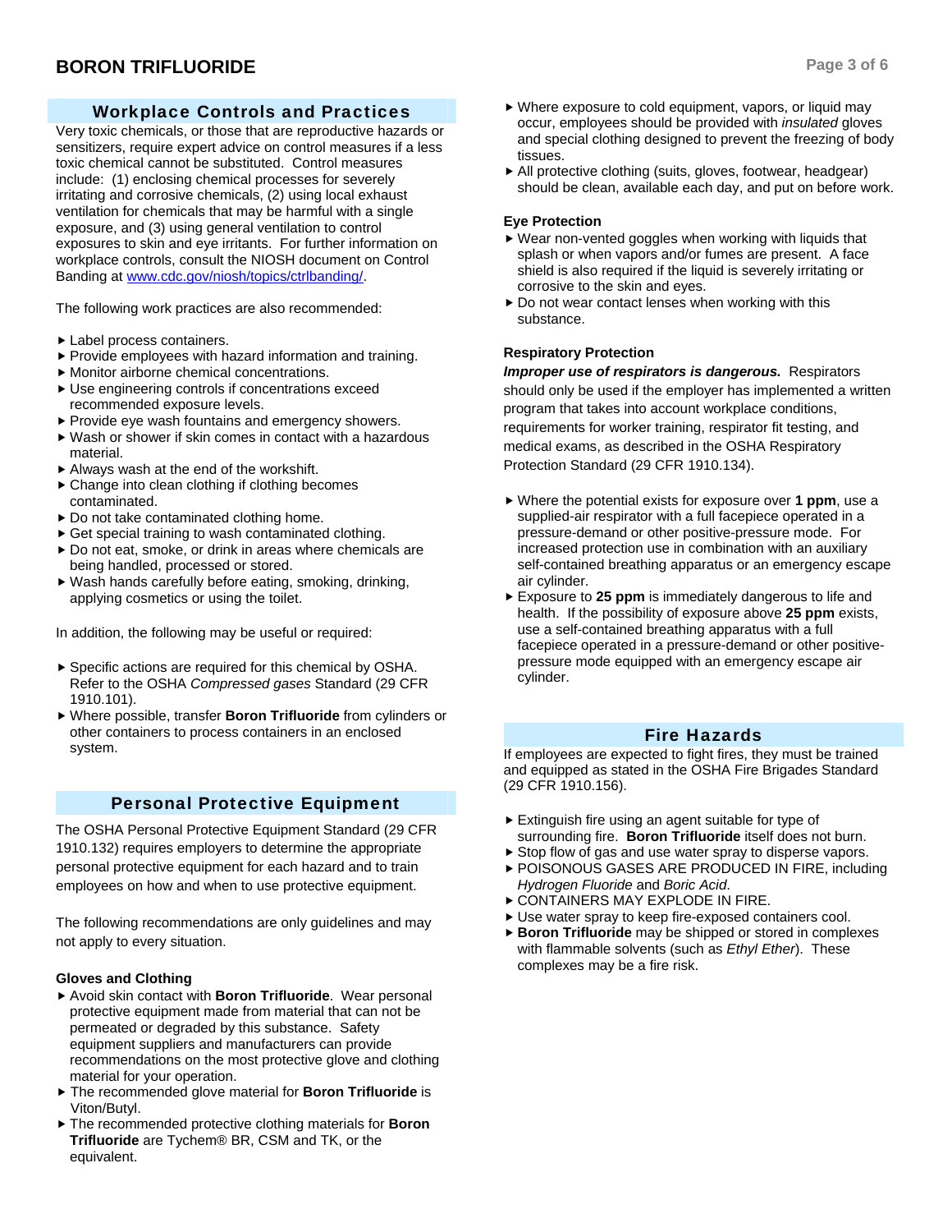## Workplace Controls and Practices

Very toxic chemicals, or those that are reproductive hazards or sensitizers, require expert advice on control measures if a less toxic chemical cannot be substituted. Control measures include: (1) enclosing chemical processes for severely irritating and corrosive chemicals, (2) using local exhaust ventilation for chemicals that may be harmful with a single exposure, and (3) using general ventilation to control exposures to skin and eye irritants. For further information on workplace controls, consult the NIOSH document on Control Banding at www.cdc.gov/niosh/topics/ctrlbanding/.

The following work practices are also recommended:

- Label process containers.
- Provide employees with hazard information and training.
- Monitor airborne chemical concentrations.
- Use engineering controls if concentrations exceed recommended exposure levels.
- Provide eye wash fountains and emergency showers.
- Wash or shower if skin comes in contact with a hazardous material.
- Always wash at the end of the workshift.
- Change into clean clothing if clothing becomes contaminated.
- Do not take contaminated clothing home.
- Get special training to wash contaminated clothing.
- Do not eat, smoke, or drink in areas where chemicals are being handled, processed or stored.
- Wash hands carefully before eating, smoking, drinking, applying cosmetics or using the toilet.

In addition, the following may be useful or required:

- Specific actions are required for this chemical by OSHA. Refer to the OSHA *Compressed gases* Standard (29 CFR 1910.101).
- Where possible, transfer **Boron Trifluoride** from cylinders or other containers to process containers in an enclosed system.

## Personal Protective Equipment

The OSHA Personal Protective Equipment Standard (29 CFR 1910.132) requires employers to determine the appropriate personal protective equipment for each hazard and to train employees on how and when to use protective equipment.

The following recommendations are only guidelines and may not apply to every situation.

### Gloves and Clothing

- Avoid skin contact with **Boron Trifluoride**. Wear personal protective equipment made from material that can not be permeated or degraded by this substance. Safety equipment suppliers and manufacturers can provide recommendations on the most protective glove and clothing material for your operation.
- The recommended glove material for **Boron Trifluoride** is Viton/Butyl.
- The recommended protective clothing materials for **Boron Trifluoride** are Tychem® BR, CSM and TK, or the equivalent.
- Where exposure to cold equipment, vapors, or liquid may occur, employees should be provided with *insulated* gloves and special clothing designed to prevent the freezing of body tissues.
- All protective clothing (suits, gloves, footwear, headgear) should be clean, available each day, and put on before work.

### Eye Protection

- Wear non-vented goggles when working with liquids that splash or when vapors and/or fumes are present. A face shield is also required if the liquid is severely irritating or corrosive to the skin and eyes.
- Do not wear contact lenses when working with this substance.

### Respiratory Protection

***Improper use of respirators is dangerous.*** Respirators should only be used if the employer has implemented a written program that takes into account workplace conditions, requirements for worker training, respirator fit testing, and medical exams, as described in the OSHA Respiratory Protection Standard (29 CFR 1910.134).

- Where the potential exists for exposure over **1 ppm**, use a supplied-air respirator with a full facepiece operated in a pressure-demand or other positive-pressure mode. For increased protection use in combination with an auxiliary self-contained breathing apparatus or an emergency escape air cylinder.
- Exposure to **25 ppm** is immediately dangerous to life and health. If the possibility of exposure above **25 ppm** exists, use a self-contained breathing apparatus with a full facepiece operated in a pressure-demand or other positive-pressure mode equipped with an emergency escape air cylinder.

## Fire Hazards

If employees are expected to fight fires, they must be trained and equipped as stated in the OSHA Fire Brigades Standard (29 CFR 1910.156).

- Extinguish fire using an agent suitable for type of surrounding fire. **Boron Trifluoride** itself does not burn.
- Stop flow of gas and use water spray to disperse vapors.
- POISONOUS GASES ARE PRODUCED IN FIRE, including *Hydrogen Fluoride* and *Boric Acid*.
- CONTAINERS MAY EXPLODE IN FIRE.
- Use water spray to keep fire-exposed containers cool.
- **Boron Trifluoride** may be shipped or stored in complexes with flammable solvents (such as *Ethyl Ether*). These complexes may be a fire risk.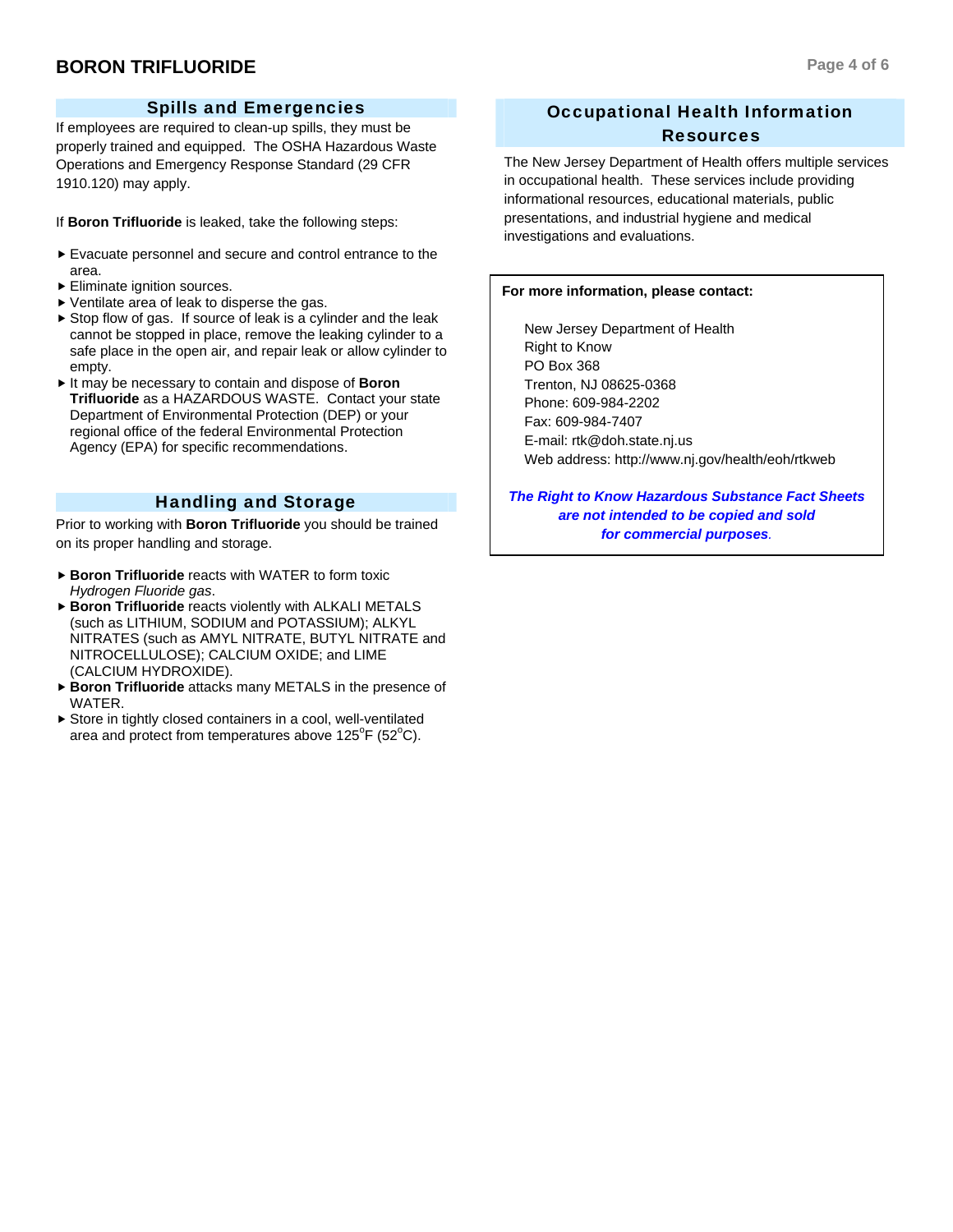## Spills and Emergencies

If employees are required to clean-up spills, they must be properly trained and equipped. The OSHA Hazardous Waste Operations and Emergency Response Standard (29 CFR 1910.120) may apply.

If **Boron Trifluoride** is leaked, take the following steps:

- Evacuate personnel and secure and control entrance to the area.
- Eliminate ignition sources.
- Ventilate area of leak to disperse the gas.
- Stop flow of gas. If source of leak is a cylinder and the leak cannot be stopped in place, remove the leaking cylinder to a safe place in the open air, and repair leak or allow cylinder to empty.
- It may be necessary to contain and dispose of **Boron Trifluoride** as a HAZARDOUS WASTE. Contact your state Department of Environmental Protection (DEP) or your regional office of the federal Environmental Protection Agency (EPA) for specific recommendations.

## Handling and Storage

Prior to working with **Boron Trifluoride** you should be trained on its proper handling and storage.

- **Boron Trifluoride** reacts with WATER to form toxic *Hydrogen Fluoride gas*.
- **Boron Trifluoride** reacts violently with ALKALI METALS (such as LITHIUM, SODIUM and POTASSIUM); ALKYL NITRATES (such as AMYL NITRATE, BUTYL NITRATE and NITROCELLULOSE); CALCIUM OXIDE; and LIME (CALCIUM HYDROXIDE).
- **Boron Trifluoride** attacks many METALS in the presence of WATER.
- Store in tightly closed containers in a cool, well-ventilated area and protect from temperatures above 125°F (52°C).

## Occupational Health Information Resources

The New Jersey Department of Health offers multiple services in occupational health. These services include providing informational resources, educational materials, public presentations, and industrial hygiene and medical investigations and evaluations.

**For more information, please contact:**

New Jersey Department of Health
Right to Know
PO Box 368
Trenton, NJ 08625-0368
Phone: 609-984-2202
Fax: 609-984-7407
E-mail: rtk@doh.state.nj.us
Web address: http://www.nj.gov/health/eoh/rtkweb

***The Right to Know Hazardous Substance Fact Sheets are not intended to be copied and sold for commercial purposes.***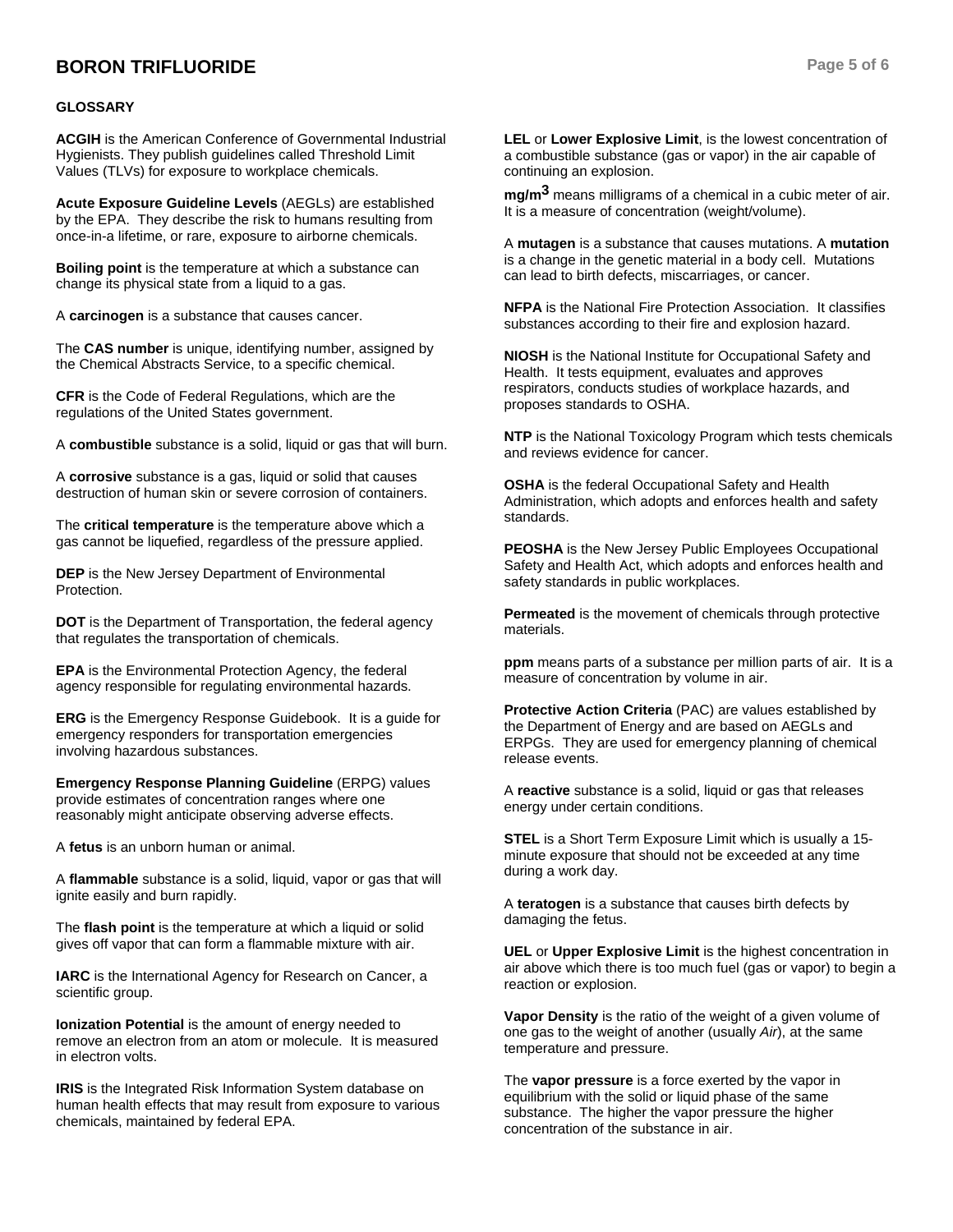# BORON TRIFLUORIDE

## GLOSSARY

**ACGIH** is the American Conference of Governmental Industrial Hygienists. They publish guidelines called Threshold Limit Values (TLVs) for exposure to workplace chemicals.

**Acute Exposure Guideline Levels** (AEGLs) are established by the EPA. They describe the risk to humans resulting from once-in-a lifetime, or rare, exposure to airborne chemicals.

**Boiling point** is the temperature at which a substance can change its physical state from a liquid to a gas.

A **carcinogen** is a substance that causes cancer.

The **CAS number** is unique, identifying number, assigned by the Chemical Abstracts Service, to a specific chemical.

**CFR** is the Code of Federal Regulations, which are the regulations of the United States government.

A **combustible** substance is a solid, liquid or gas that will burn.

A **corrosive** substance is a gas, liquid or solid that causes destruction of human skin or severe corrosion of containers.

The **critical temperature** is the temperature above which a gas cannot be liquefied, regardless of the pressure applied.

**DEP** is the New Jersey Department of Environmental Protection.

**DOT** is the Department of Transportation, the federal agency that regulates the transportation of chemicals.

**EPA** is the Environmental Protection Agency, the federal agency responsible for regulating environmental hazards.

**ERG** is the Emergency Response Guidebook. It is a guide for emergency responders for transportation emergencies involving hazardous substances.

**Emergency Response Planning Guideline** (ERPG) values provide estimates of concentration ranges where one reasonably might anticipate observing adverse effects.

A **fetus** is an unborn human or animal.

A **flammable** substance is a solid, liquid, vapor or gas that will ignite easily and burn rapidly.

The **flash point** is the temperature at which a liquid or solid gives off vapor that can form a flammable mixture with air.

**IARC** is the International Agency for Research on Cancer, a scientific group.

**Ionization Potential** is the amount of energy needed to remove an electron from an atom or molecule. It is measured in electron volts.

**IRIS** is the Integrated Risk Information System database on human health effects that may result from exposure to various chemicals, maintained by federal EPA.

**LEL** or **Lower Explosive Limit**, is the lowest concentration of a combustible substance (gas or vapor) in the air capable of continuing an explosion.

**$mg/m^3$** means milligrams of a chemical in a cubic meter of air. It is a measure of concentration (weight/volume).

A **mutagen** is a substance that causes mutations. A **mutation** is a change in the genetic material in a body cell. Mutations can lead to birth defects, miscarriages, or cancer.

**NFPA** is the National Fire Protection Association. It classifies substances according to their fire and explosion hazard.

**NIOSH** is the National Institute for Occupational Safety and Health. It tests equipment, evaluates and approves respirators, conducts studies of workplace hazards, and proposes standards to OSHA.

**NTP** is the National Toxicology Program which tests chemicals and reviews evidence for cancer.

**OSHA** is the federal Occupational Safety and Health Administration, which adopts and enforces health and safety standards.

**PEOSHA** is the New Jersey Public Employees Occupational Safety and Health Act, which adopts and enforces health and safety standards in public workplaces.

**Permeated** is the movement of chemicals through protective materials.

**ppm** means parts of a substance per million parts of air. It is a measure of concentration by volume in air.

**Protective Action Criteria** (PAC) are values established by the Department of Energy and are based on AEGLs and ERPGs. They are used for emergency planning of chemical release events.

A **reactive** substance is a solid, liquid or gas that releases energy under certain conditions.

**STEL** is a Short Term Exposure Limit which is usually a 15-minute exposure that should not be exceeded at any time during a work day.

A **teratogen** is a substance that causes birth defects by damaging the fetus.

**UEL** or **Upper Explosive Limit** is the highest concentration in air above which there is too much fuel (gas or vapor) to begin a reaction or explosion.

**Vapor Density** is the ratio of the weight of a given volume of one gas to the weight of another (usually *Air*), at the same temperature and pressure.

The **vapor pressure** is a force exerted by the vapor in equilibrium with the solid or liquid phase of the same substance. The higher the vapor pressure the higher concentration of the substance in air.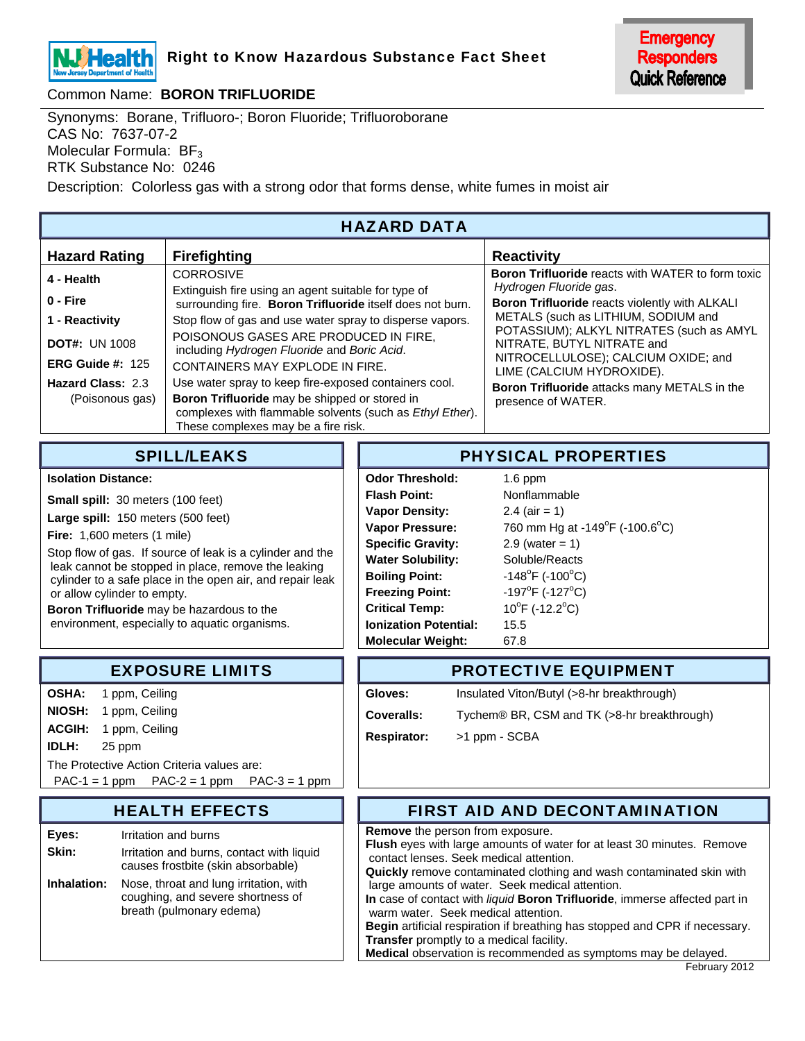NJ Health — New Jersey Department of Health

**Right to Know Hazardous Substance Fact Sheet**

**Emergency Responders Quick Reference**

Common Name: **BORON TRIFLUORIDE**

Synonyms: Borane, Trifluoro-; Boron Fluoride; Trifluoroborane
CAS No: 7637-07-2
Molecular Formula: $BF_3$
RTK Substance No: 0246
Description: Colorless gas with a strong odor that forms dense, white fumes in moist air

## HAZARD DATA

| Hazard Rating | Firefighting | Reactivity |
|---|---|---|
| **4 - Health**<br>**0 - Fire**<br>**1 - Reactivity**<br>**DOT#:** UN 1008<br>**ERG Guide #:** 125<br>**Hazard Class:** 2.3 (Poisonous gas) | CORROSIVE<br>Extinguish fire using an agent suitable for type of surrounding fire. **Boron Trifluoride** itself does not burn.<br>Stop flow of gas and use water spray to disperse vapors.<br>POISONOUS GASES ARE PRODUCED IN FIRE, including *Hydrogen Fluoride* and *Boric Acid*.<br>CONTAINERS MAY EXPLODE IN FIRE.<br>Use water spray to keep fire-exposed containers cool.<br>**Boron Trifluoride** may be shipped or stored in complexes with flammable solvents (such as *Ethyl Ether*). These complexes may be a fire risk. | **Boron Trifluoride** reacts with WATER to form toxic *Hydrogen Fluoride gas*.<br>**Boron Trifluoride** reacts violently with ALKALI METALS (such as LITHIUM, SODIUM and POTASSIUM); ALKYL NITRATES (such as AMYL NITRATE, BUTYL NITRATE and NITROCELLULOSE); CALCIUM OXIDE; and LIME (CALCIUM HYDROXIDE).<br>**Boron Trifluoride** attacks many METALS in the presence of WATER. |

## SPILL/LEAKS

**Isolation Distance:**

**Small spill:** 30 meters (100 feet)

**Large spill:** 150 meters (500 feet)

**Fire:** 1,600 meters (1 mile)

Stop flow of gas. If source of leak is a cylinder and the leak cannot be stopped in place, remove the leaking cylinder to a safe place in the open air, and repair leak or allow cylinder to empty.

**Boron Trifluoride** may be hazardous to the environment, especially to aquatic organisms.

## PHYSICAL PROPERTIES

| | |
|---|---|
| **Odor Threshold:** | 1.6 ppm |
| **Flash Point:** | Nonflammable |
| **Vapor Density:** | 2.4 (air = 1) |
| **Vapor Pressure:** | 760 mm Hg at -149°F (-100.6°C) |
| **Specific Gravity:** | 2.9 (water = 1) |
| **Water Solubility:** | Soluble/Reacts |
| **Boiling Point:** | -148°F (-100°C) |
| **Freezing Point:** | -197°F (-127°C) |
| **Critical Temp:** | 10°F (-12.2°C) |
| **Ionization Potential:** | 15.5 |
| **Molecular Weight:** | 67.8 |

## EXPOSURE LIMITS

| | |
|---|---|
| **OSHA:** | 1 ppm, Ceiling |
| **NIOSH:** | 1 ppm, Ceiling |
| **ACGIH:** | 1 ppm, Ceiling |
| **IDLH:** | 25 ppm |

The Protective Action Criteria values are:
PAC-1 = 1 ppm  PAC-2 = 1 ppm  PAC-3 = 1 ppm

## PROTECTIVE EQUIPMENT

| | |
|---|---|
| **Gloves:** | Insulated Viton/Butyl (>8-hr breakthrough) |
| **Coveralls:** | Tychem® BR, CSM and TK (>8-hr breakthrough) |
| **Respirator:** | >1 ppm - SCBA |

## HEALTH EFFECTS

| | |
|---|---|
| **Eyes:** | Irritation and burns |
| **Skin:** | Irritation and burns, contact with liquid causes frostbite (skin absorbable) |
| **Inhalation:** | Nose, throat and lung irritation, with coughing, and severe shortness of breath (pulmonary edema) |

## FIRST AID AND DECONTAMINATION

**Remove** the person from exposure.
**Flush** eyes with large amounts of water for at least 30 minutes. Remove contact lenses. Seek medical attention.
**Quickly** remove contaminated clothing and wash contaminated skin with large amounts of water. Seek medical attention.
**In** case of contact with *liquid* **Boron Trifluoride**, immerse affected part in warm water. Seek medical attention.
**Begin** artificial respiration if breathing has stopped and CPR if necessary.
**Transfer** promptly to a medical facility.
**Medical** observation is recommended as symptoms may be delayed.

February 2012